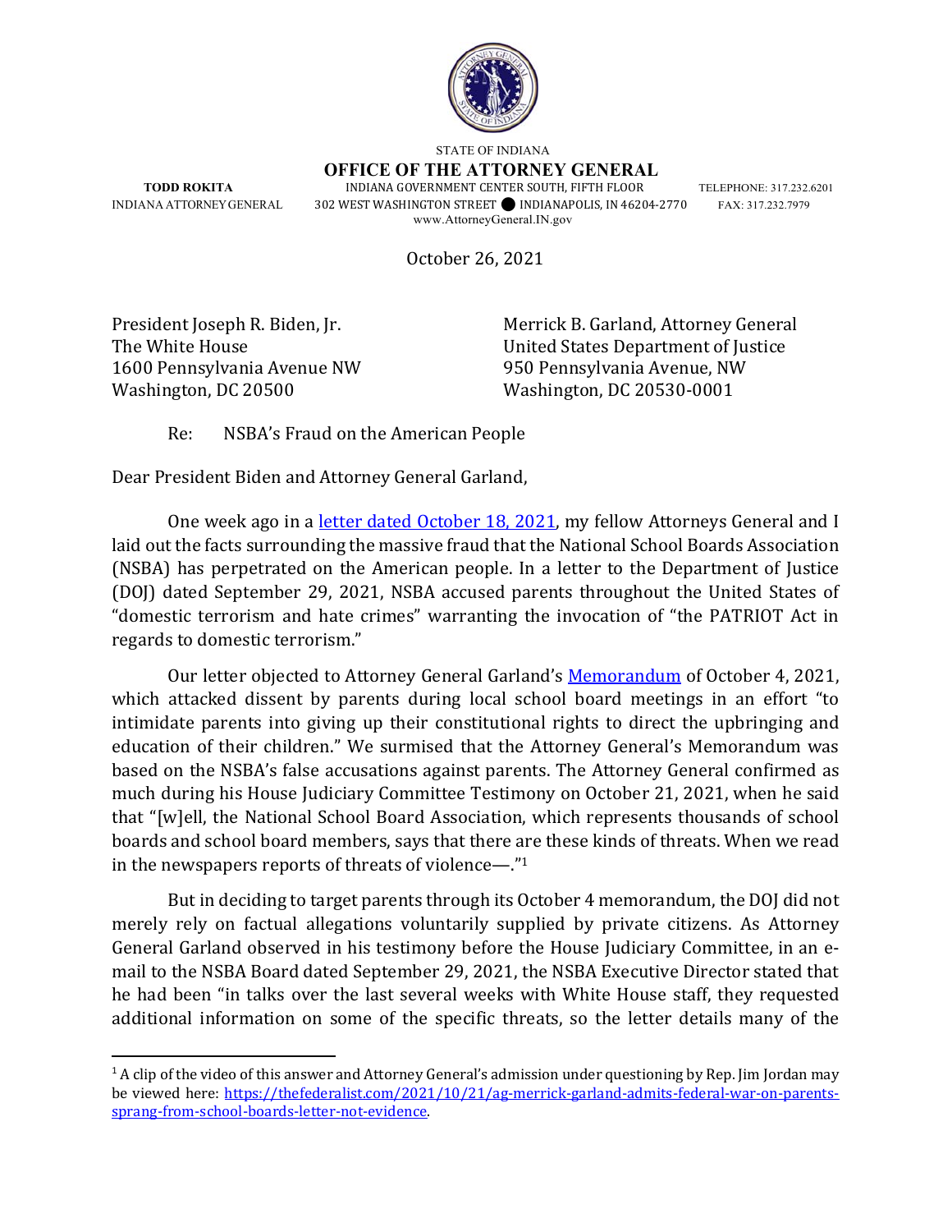STATE OF INDIANA

**OFFICE OF THE ATTORNEY GENERAL**

**TODD ROKITA**
INDIANA ATTORNEY GENERAL

INDIANA GOVERNMENT CENTER SOUTH, FIFTH FLOOR
302 WEST WASHINGTON STREET ● INDIANAPOLIS, IN 46204-2770
www.AttorneyGeneral.IN.gov

TELEPHONE: 317.232.6201
FAX: 317.232.7979

October 26, 2021

President Joseph R. Biden, Jr.
The White House
1600 Pennsylvania Avenue NW
Washington, DC 20500

Merrick B. Garland, Attorney General
United States Department of Justice
950 Pennsylvania Avenue, NW
Washington, DC 20530-0001

Re: NSBA's Fraud on the American People

Dear President Biden and Attorney General Garland,

One week ago in a letter dated October 18, 2021, my fellow Attorneys General and I laid out the facts surrounding the massive fraud that the National School Boards Association (NSBA) has perpetrated on the American people. In a letter to the Department of Justice (DOJ) dated September 29, 2021, NSBA accused parents throughout the United States of "domestic terrorism and hate crimes" warranting the invocation of "the PATRIOT Act in regards to domestic terrorism."

Our letter objected to Attorney General Garland's Memorandum of October 4, 2021, which attacked dissent by parents during local school board meetings in an effort "to intimidate parents into giving up their constitutional rights to direct the upbringing and education of their children." We surmised that the Attorney General's Memorandum was based on the NSBA's false accusations against parents. The Attorney General confirmed as much during his House Judiciary Committee Testimony on October 21, 2021, when he said that "[w]ell, the National School Board Association, which represents thousands of school boards and school board members, says that there are these kinds of threats. When we read in the newspapers reports of threats of violence—."[1]

But in deciding to target parents through its October 4 memorandum, the DOJ did not merely rely on factual allegations voluntarily supplied by private citizens. As Attorney General Garland observed in his testimony before the House Judiciary Committee, in an e-mail to the NSBA Board dated September 29, 2021, the NSBA Executive Director stated that he had been "in talks over the last several weeks with White House staff, they requested additional information on some of the specific threats, so the letter details many of the

---

[1] A clip of the video of this answer and Attorney General's admission under questioning by Rep. Jim Jordan may be viewed here: https://thefederalist.com/2021/10/21/ag-merrick-garland-admits-federal-war-on-parents-sprang-from-school-boards-letter-not-evidence.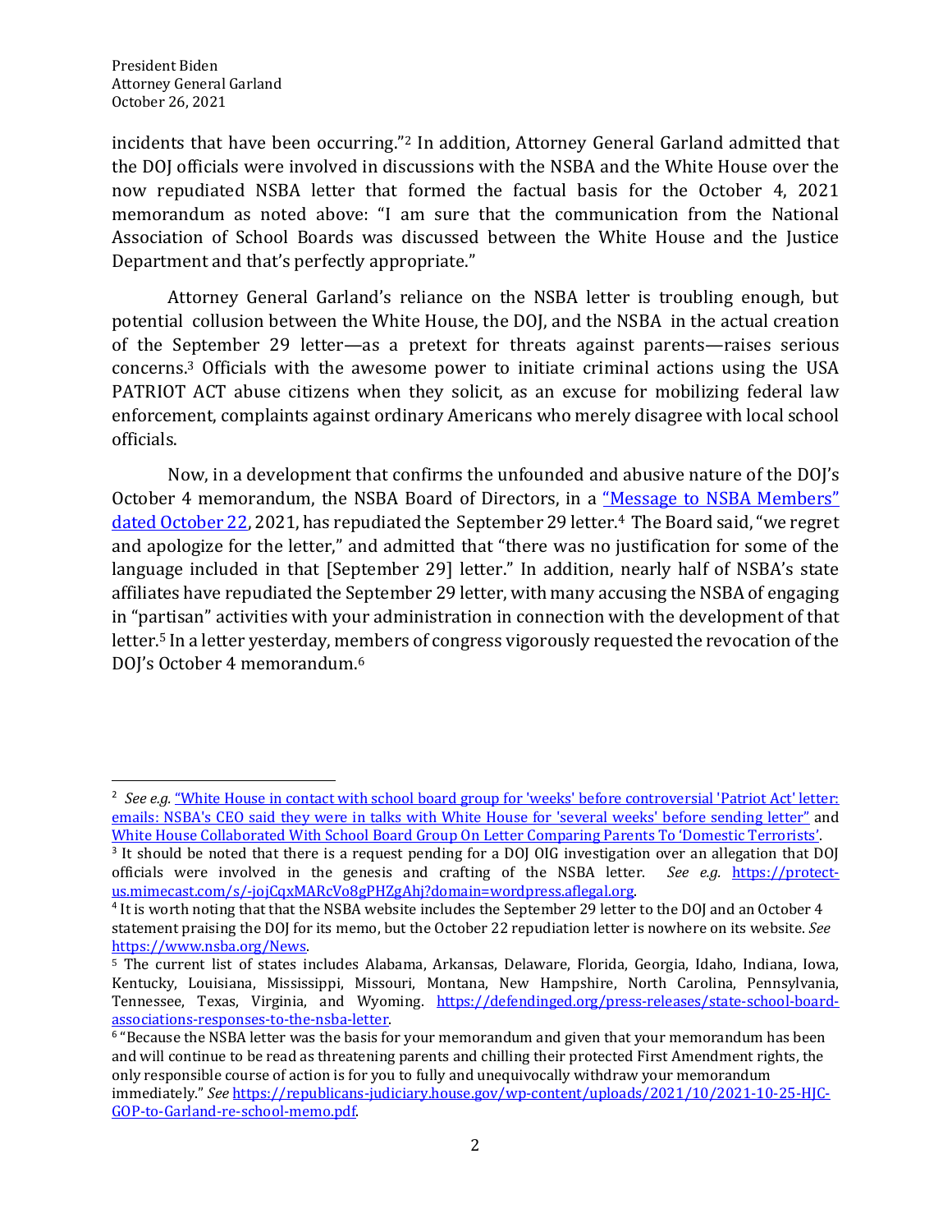incidents that have been occurring."[2] In addition, Attorney General Garland admitted that the DOJ officials were involved in discussions with the NSBA and the White House over the now repudiated NSBA letter that formed the factual basis for the October 4, 2021 memorandum as noted above: "I am sure that the communication from the National Association of School Boards was discussed between the White House and the Justice Department and that's perfectly appropriate."

Attorney General Garland's reliance on the NSBA letter is troubling enough, but potential collusion between the White House, the DOJ, and the NSBA in the actual creation of the September 29 letter—as a pretext for threats against parents—raises serious concerns.[3] Officials with the awesome power to initiate criminal actions using the USA PATRIOT ACT abuse citizens when they solicit, as an excuse for mobilizing federal law enforcement, complaints against ordinary Americans who merely disagree with local school officials.

Now, in a development that confirms the unfounded and abusive nature of the DOJ's October 4 memorandum, the NSBA Board of Directors, in a "Message to NSBA Members" dated October 22, 2021, has repudiated the September 29 letter.[4] The Board said, "we regret and apologize for the letter," and admitted that "there was no justification for some of the language included in that [September 29] letter." In addition, nearly half of NSBA's state affiliates have repudiated the September 29 letter, with many accusing the NSBA of engaging in "partisan" activities with your administration in connection with the development of that letter.[5] In a letter yesterday, members of congress vigorously requested the revocation of the DOJ's October 4 memorandum.[6]

---

[2] *See e.g.* "White House in contact with school board group for 'weeks' before controversial 'Patriot Act' letter: emails: NSBA's CEO said they were in talks with White House for 'several weeks' before sending letter" and White House Collaborated With School Board Group On Letter Comparing Parents To 'Domestic Terrorists'.

[3] It should be noted that there is a request pending for a DOJ OIG investigation over an allegation that DOJ officials were involved in the genesis and crafting of the NSBA letter. *See e.g.* https://protect-us.mimecast.com/s/-jojCqxMARcVo8gPHZgAhj?domain=wordpress.aflegal.org.

[4] It is worth noting that that the NSBA website includes the September 29 letter to the DOJ and an October 4 statement praising the DOJ for its memo, but the October 22 repudiation letter is nowhere on its website. *See* https://www.nsba.org/News.

[5] The current list of states includes Alabama, Arkansas, Delaware, Florida, Georgia, Idaho, Indiana, Iowa, Kentucky, Louisiana, Mississippi, Missouri, Montana, New Hampshire, North Carolina, Pennsylvania, Tennessee, Texas, Virginia, and Wyoming. https://defendinged.org/press-releases/state-school-board-associations-responses-to-the-nsba-letter.

[6] "Because the NSBA letter was the basis for your memorandum and given that your memorandum has been and will continue to be read as threatening parents and chilling their protected First Amendment rights, the only responsible course of action is for you to fully and unequivocally withdraw your memorandum immediately." *See* https://republicans-judiciary.house.gov/wp-content/uploads/2021/10/2021-10-25-HJC-GOP-to-Garland-re-school-memo.pdf.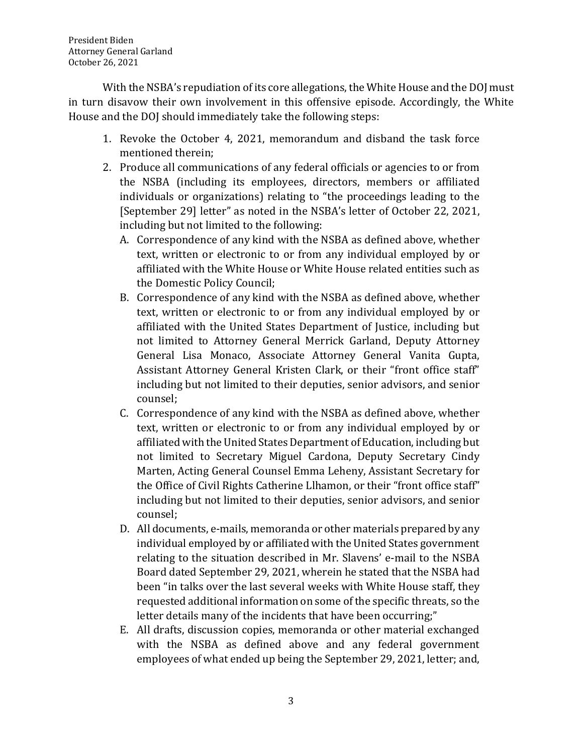With the NSBA's repudiation of its core allegations, the White House and the DOJ must in turn disavow their own involvement in this offensive episode. Accordingly, the White House and the DOJ should immediately take the following steps:

1. Revoke the October 4, 2021, memorandum and disband the task force mentioned therein;
2. Produce all communications of any federal officials or agencies to or from the NSBA (including its employees, directors, members or affiliated individuals or organizations) relating to "the proceedings leading to the [September 29] letter" as noted in the NSBA's letter of October 22, 2021, including but not limited to the following:
   A. Correspondence of any kind with the NSBA as defined above, whether text, written or electronic to or from any individual employed by or affiliated with the White House or White House related entities such as the Domestic Policy Council;
   B. Correspondence of any kind with the NSBA as defined above, whether text, written or electronic to or from any individual employed by or affiliated with the United States Department of Justice, including but not limited to Attorney General Merrick Garland, Deputy Attorney General Lisa Monaco, Associate Attorney General Vanita Gupta, Assistant Attorney General Kristen Clark, or their "front office staff" including but not limited to their deputies, senior advisors, and senior counsel;
   C. Correspondence of any kind with the NSBA as defined above, whether text, written or electronic to or from any individual employed by or affiliated with the United States Department of Education, including but not limited to Secretary Miguel Cardona, Deputy Secretary Cindy Marten, Acting General Counsel Emma Leheny, Assistant Secretary for the Office of Civil Rights Catherine Llhamon, or their "front office staff" including but not limited to their deputies, senior advisors, and senior counsel;
   D. All documents, e-mails, memoranda or other materials prepared by any individual employed by or affiliated with the United States government relating to the situation described in Mr. Slavens' e-mail to the NSBA Board dated September 29, 2021, wherein he stated that the NSBA had been "in talks over the last several weeks with White House staff, they requested additional information on some of the specific threats, so the letter details many of the incidents that have been occurring;"
   E. All drafts, discussion copies, memoranda or other material exchanged with the NSBA as defined above and any federal government employees of what ended up being the September 29, 2021, letter; and,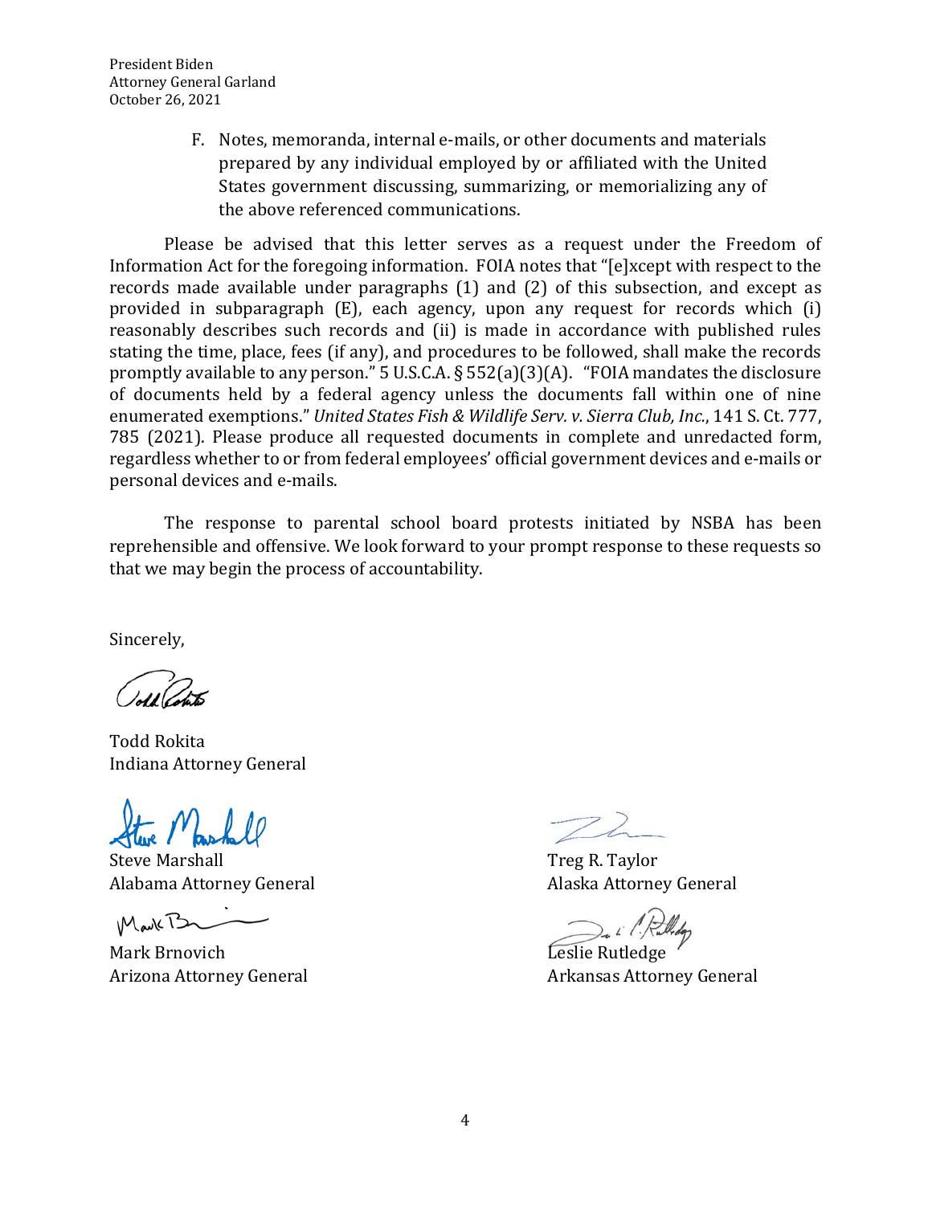F. Notes, memoranda, internal e-mails, or other documents and materials prepared by any individual employed by or affiliated with the United States government discussing, summarizing, or memorializing any of the above referenced communications.

Please be advised that this letter serves as a request under the Freedom of Information Act for the foregoing information. FOIA notes that "[e]xcept with respect to the records made available under paragraphs (1) and (2) of this subsection, and except as provided in subparagraph (E), each agency, upon any request for records which (i) reasonably describes such records and (ii) is made in accordance with published rules stating the time, place, fees (if any), and procedures to be followed, shall make the records promptly available to any person." 5 U.S.C.A. § 552(a)(3)(A). "FOIA mandates the disclosure of documents held by a federal agency unless the documents fall within one of nine enumerated exemptions." *United States Fish & Wildlife Serv. v. Sierra Club, Inc.*, 141 S. Ct. 777, 785 (2021). Please produce all requested documents in complete and unredacted form, regardless whether to or from federal employees' official government devices and e-mails or personal devices and e-mails.

The response to parental school board protests initiated by NSBA has been reprehensible and offensive. We look forward to your prompt response to these requests so that we may begin the process of accountability.

Sincerely,

Todd Rokita
Indiana Attorney General

Steve Marshall
Alabama Attorney General

Treg R. Taylor
Alaska Attorney General

Mark Brnovich
Arizona Attorney General

Leslie Rutledge
Arkansas Attorney General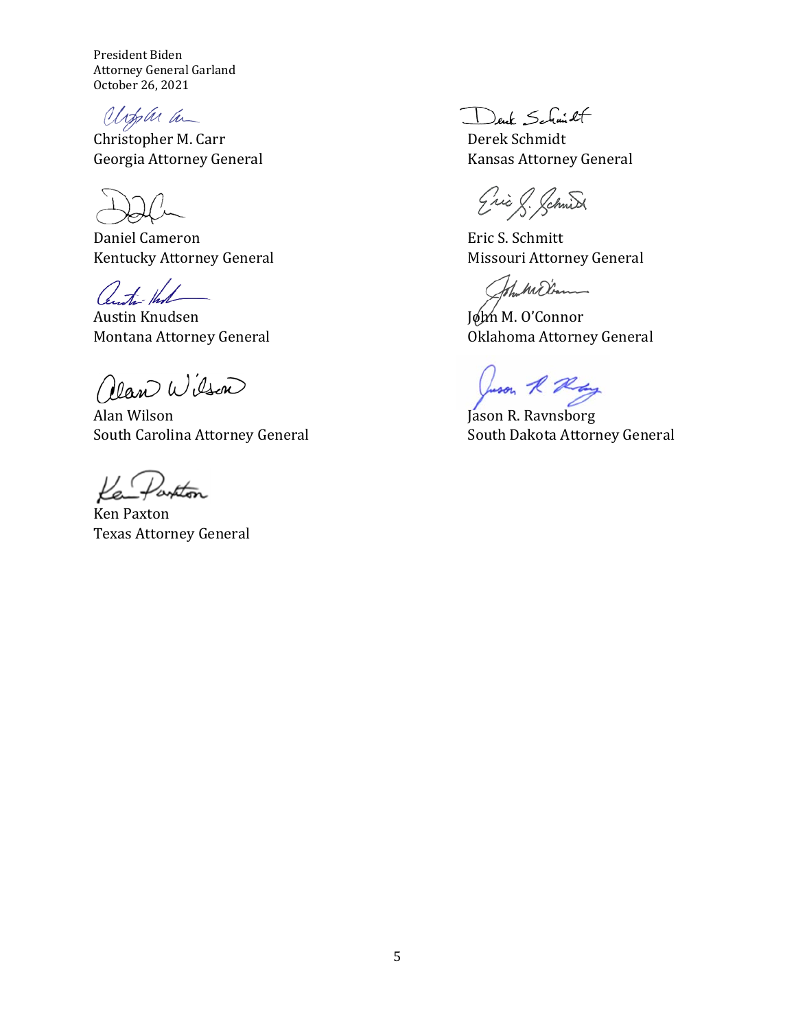President Biden
Attorney General Garland
October 26, 2021

Christopher M. Carr
Georgia Attorney General

Derek Schmidt
Kansas Attorney General

Daniel Cameron
Kentucky Attorney General

Eric S. Schmitt
Missouri Attorney General

Austin Knudsen
Montana Attorney General

John M. O'Connor
Oklahoma Attorney General

Alan Wilson
South Carolina Attorney General

Jason R. Ravnsborg
South Dakota Attorney General

Ken Paxton
Texas Attorney General